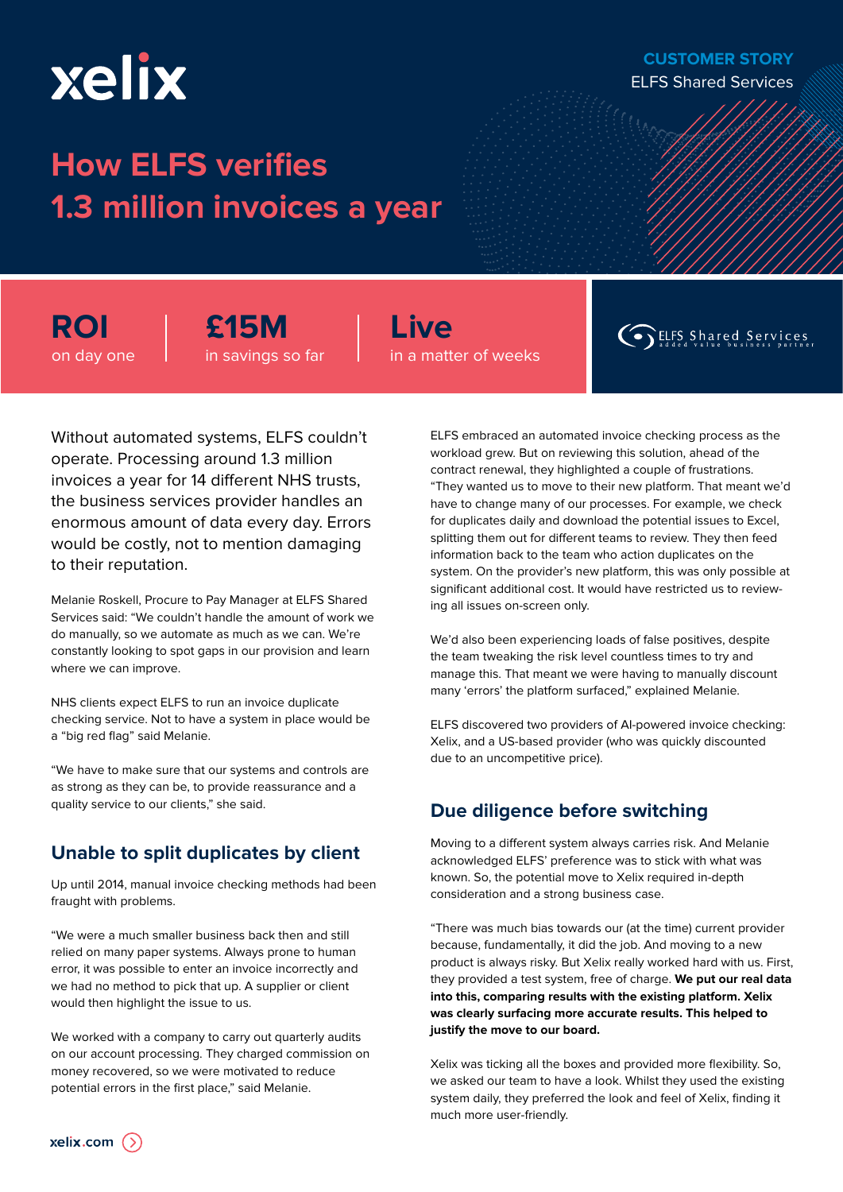xelix

**CUSTOMER STORY**
ELFS Shared Services

# How ELFS verifies 1.3 million invoices a year

**ROI** on day one | **£15M** in savings so far | **Live** in a matter of weeks

ELFS Shared Services – added value business partner

Without automated systems, ELFS couldn't operate. Processing around 1.3 million invoices a year for 14 different NHS trusts, the business services provider handles an enormous amount of data every day. Errors would be costly, not to mention damaging to their reputation.

Melanie Roskell, Procure to Pay Manager at ELFS Shared Services said: "We couldn't handle the amount of work we do manually, so we automate as much as we can. We're constantly looking to spot gaps in our provision and learn where we can improve.

NHS clients expect ELFS to run an invoice duplicate checking service. Not to have a system in place would be a "big red flag" said Melanie.

"We have to make sure that our systems and controls are as strong as they can be, to provide reassurance and a quality service to our clients," she said.

## Unable to split duplicates by client

Up until 2014, manual invoice checking methods had been fraught with problems.

"We were a much smaller business back then and still relied on many paper systems. Always prone to human error, it was possible to enter an invoice incorrectly and we had no method to pick that up. A supplier or client would then highlight the issue to us.

We worked with a company to carry out quarterly audits on our account processing. They charged commission on money recovered, so we were motivated to reduce potential errors in the first place," said Melanie.

ELFS embraced an automated invoice checking process as the workload grew. But on reviewing this solution, ahead of the contract renewal, they highlighted a couple of frustrations. "They wanted us to move to their new platform. That meant we'd have to change many of our processes. For example, we check for duplicates daily and download the potential issues to Excel, splitting them out for different teams to review. They then feed information back to the team who action duplicates on the system. On the provider's new platform, this was only possible at significant additional cost. It would have restricted us to reviewing all issues on-screen only.

We'd also been experiencing loads of false positives, despite the team tweaking the risk level countless times to try and manage this. That meant we were having to manually discount many 'errors' the platform surfaced," explained Melanie.

ELFS discovered two providers of AI-powered invoice checking: Xelix, and a US-based provider (who was quickly discounted due to an uncompetitive price).

## Due diligence before switching

Moving to a different system always carries risk. And Melanie acknowledged ELFS' preference was to stick with what was known. So, the potential move to Xelix required in-depth consideration and a strong business case.

"There was much bias towards our (at the time) current provider because, fundamentally, it did the job. And moving to a new product is always risky. But Xelix really worked hard with us. First, they provided a test system, free of charge. **We put our real data into this, comparing results with the existing platform. Xelix was clearly surfacing more accurate results. This helped to justify the move to our board.**

Xelix was ticking all the boxes and provided more flexibility. So, we asked our team to have a look. Whilst they used the existing system daily, they preferred the look and feel of Xelix, finding it much more user-friendly.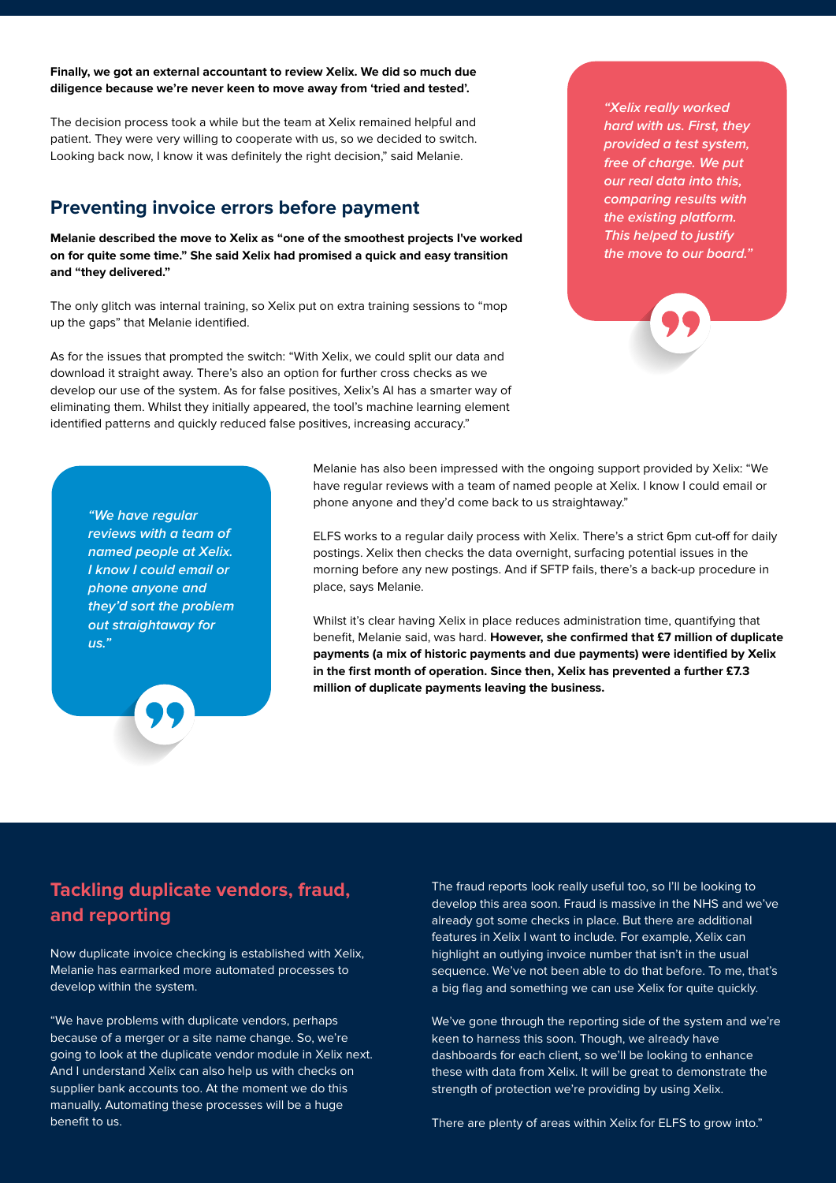**Finally, we got an external accountant to review Xelix. We did so much due diligence because we're never keen to move away from 'tried and tested'.**

The decision process took a while but the team at Xelix remained helpful and patient. They were very willing to cooperate with us, so we decided to switch. Looking back now, I know it was definitely the right decision," said Melanie.

> *"Xelix really worked hard with us. First, they provided a test system, free of charge. We put our real data into this, comparing results with the existing platform. This helped to justify the move to our board."*

## Preventing invoice errors before payment

**Melanie described the move to Xelix as "one of the smoothest projects I've worked on for quite some time." She said Xelix had promised a quick and easy transition and "they delivered."**

The only glitch was internal training, so Xelix put on extra training sessions to "mop up the gaps" that Melanie identified.

As for the issues that prompted the switch: "With Xelix, we could split our data and download it straight away. There's also an option for further cross checks as we develop our use of the system. As for false positives, Xelix's AI has a smarter way of eliminating them. Whilst they initially appeared, the tool's machine learning element identified patterns and quickly reduced false positives, increasing accuracy."

> *"We have regular reviews with a team of named people at Xelix. I know I could email or phone anyone and they'd sort the problem out straightaway for us."*

Melanie has also been impressed with the ongoing support provided by Xelix: "We have regular reviews with a team of named people at Xelix. I know I could email or phone anyone and they'd come back to us straightaway."

ELFS works to a regular daily process with Xelix. There's a strict 6pm cut-off for daily postings. Xelix then checks the data overnight, surfacing potential issues in the morning before any new postings. And if SFTP fails, there's a back-up procedure in place, says Melanie.

Whilst it's clear having Xelix in place reduces administration time, quantifying that benefit, Melanie said, was hard. **However, she confirmed that £7 million of duplicate payments (a mix of historic payments and due payments) were identified by Xelix in the first month of operation. Since then, Xelix has prevented a further £7.3 million of duplicate payments leaving the business.**

## Tackling duplicate vendors, fraud, and reporting

Now duplicate invoice checking is established with Xelix, Melanie has earmarked more automated processes to develop within the system.

"We have problems with duplicate vendors, perhaps because of a merger or a site name change. So, we're going to look at the duplicate vendor module in Xelix next. And I understand Xelix can also help us with checks on supplier bank accounts too. At the moment we do this manually. Automating these processes will be a huge benefit to us.

The fraud reports look really useful too, so I'll be looking to develop this area soon. Fraud is massive in the NHS and we've already got some checks in place. But there are additional features in Xelix I want to include. For example, Xelix can highlight an outlying invoice number that isn't in the usual sequence. We've not been able to do that before. To me, that's a big flag and something we can use Xelix for quite quickly.

We've gone through the reporting side of the system and we're keen to harness this soon. Though, we already have dashboards for each client, so we'll be looking to enhance these with data from Xelix. It will be great to demonstrate the strength of protection we're providing by using Xelix.

There are plenty of areas within Xelix for ELFS to grow into."